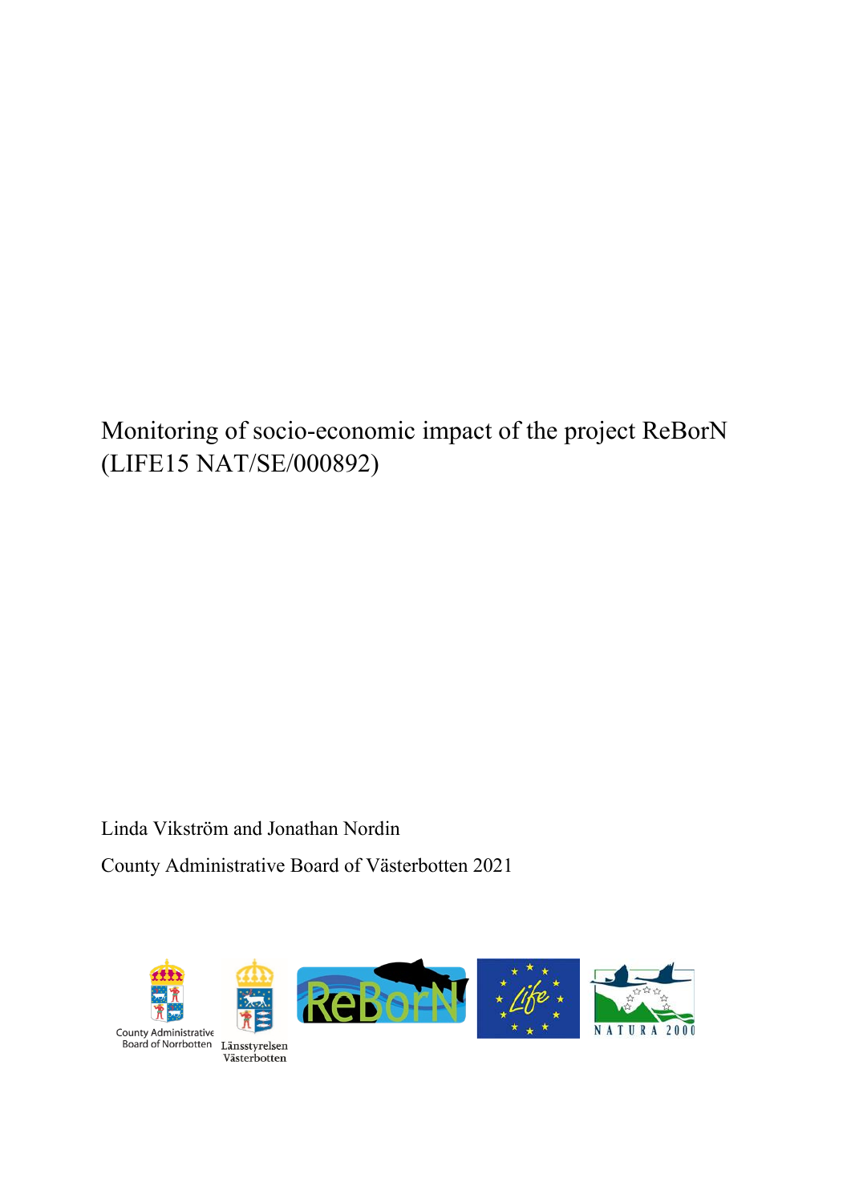# Monitoring of socio-economic impact of the project ReBorN (LIFE15 NAT/SE/000892)

Linda Vikström and Jonathan Nordin

County Administrative Board of Västerbotten 2021

County Administrative Board of Norrbotten

Länsstyrelsen Västerbotten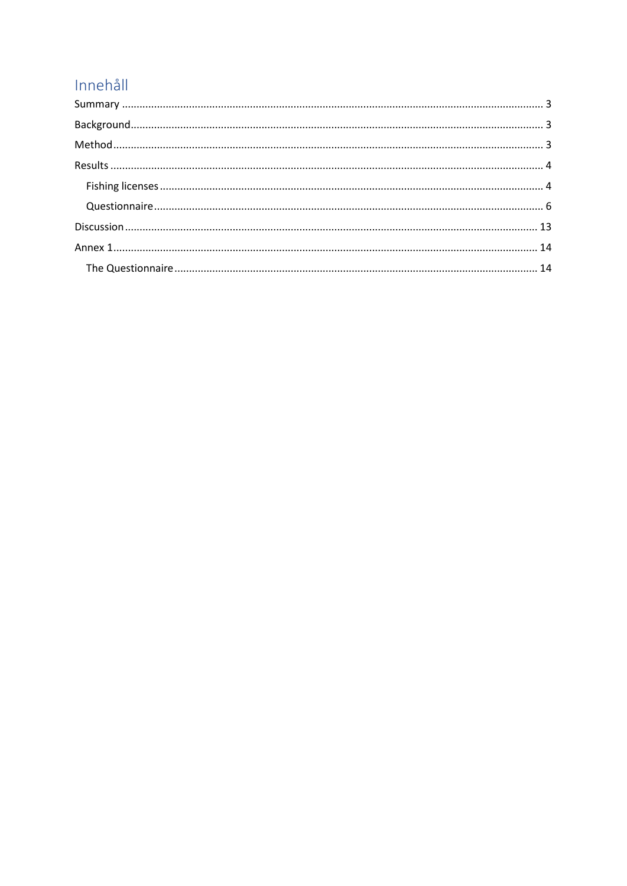# Innehåll

Summary ..... 3

Background ..... 3

Method ..... 3

Results ..... 4

- Fishing licenses ..... 4
- Questionnaire ..... 6

Discussion ..... 13

Annex 1 ..... 14

- The Questionnaire ..... 14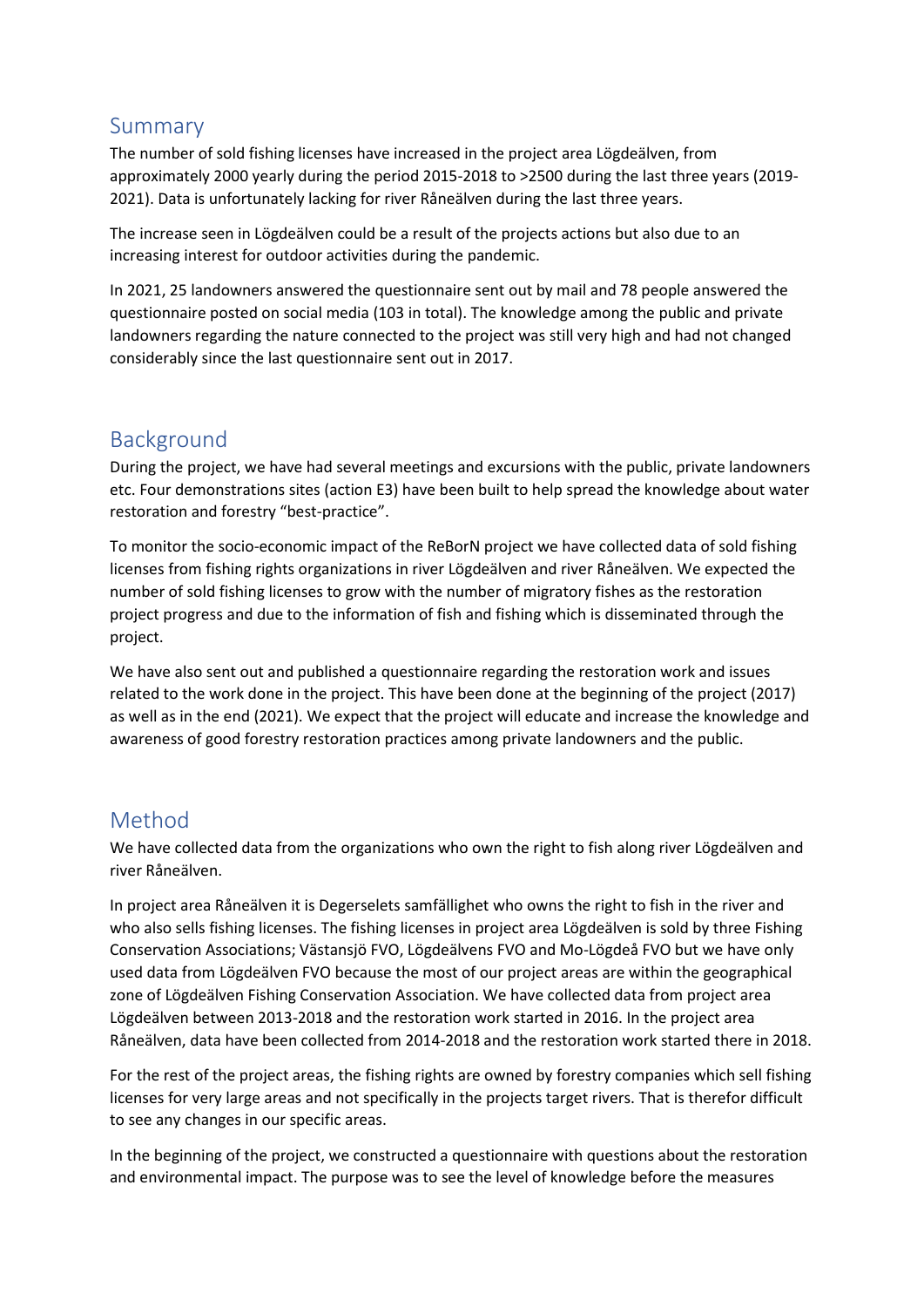## Summary

The number of sold fishing licenses have increased in the project area Lögdeälven, from approximately 2000 yearly during the period 2015-2018 to >2500 during the last three years (2019-2021). Data is unfortunately lacking for river Råneälven during the last three years.

The increase seen in Lögdeälven could be a result of the projects actions but also due to an increasing interest for outdoor activities during the pandemic.

In 2021, 25 landowners answered the questionnaire sent out by mail and 78 people answered the questionnaire posted on social media (103 in total). The knowledge among the public and private landowners regarding the nature connected to the project was still very high and had not changed considerably since the last questionnaire sent out in 2017.

## Background

During the project, we have had several meetings and excursions with the public, private landowners etc. Four demonstrations sites (action E3) have been built to help spread the knowledge about water restoration and forestry "best-practice".

To monitor the socio-economic impact of the ReBorN project we have collected data of sold fishing licenses from fishing rights organizations in river Lögdeälven and river Råneälven. We expected the number of sold fishing licenses to grow with the number of migratory fishes as the restoration project progress and due to the information of fish and fishing which is disseminated through the project.

We have also sent out and published a questionnaire regarding the restoration work and issues related to the work done in the project. This have been done at the beginning of the project (2017) as well as in the end (2021). We expect that the project will educate and increase the knowledge and awareness of good forestry restoration practices among private landowners and the public.

## Method

We have collected data from the organizations who own the right to fish along river Lögdeälven and river Råneälven.

In project area Råneälven it is Degerselets samfällighet who owns the right to fish in the river and who also sells fishing licenses. The fishing licenses in project area Lögdeälven is sold by three Fishing Conservation Associations; Västansjö FVO, Lögdeälvens FVO and Mo-Lögdeå FVO but we have only used data from Lögdeälven FVO because the most of our project areas are within the geographical zone of Lögdeälven Fishing Conservation Association. We have collected data from project area Lögdeälven between 2013-2018 and the restoration work started in 2016. In the project area Råneälven, data have been collected from 2014-2018 and the restoration work started there in 2018.

For the rest of the project areas, the fishing rights are owned by forestry companies which sell fishing licenses for very large areas and not specifically in the projects target rivers. That is therefor difficult to see any changes in our specific areas.

In the beginning of the project, we constructed a questionnaire with questions about the restoration and environmental impact. The purpose was to see the level of knowledge before the measures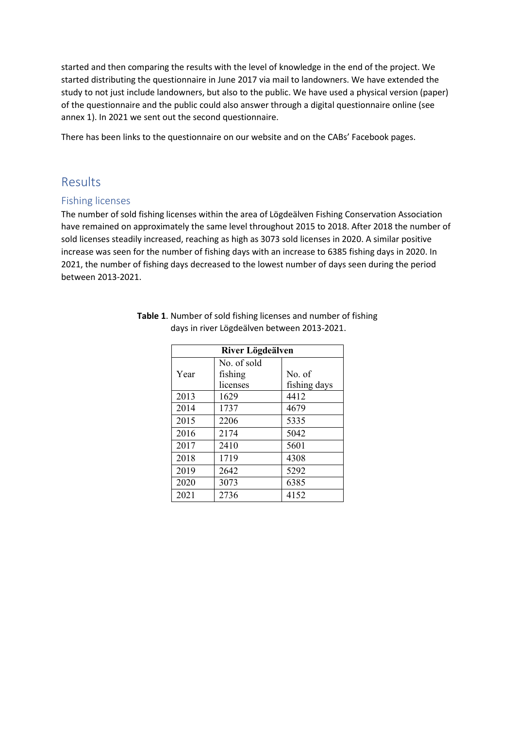started and then comparing the results with the level of knowledge in the end of the project. We started distributing the questionnaire in June 2017 via mail to landowners. We have extended the study to not just include landowners, but also to the public. We have used a physical version (paper) of the questionnaire and the public could also answer through a digital questionnaire online (see annex 1). In 2021 we sent out the second questionnaire.

There has been links to the questionnaire on our website and on the CABs' Facebook pages.

# Results

## Fishing licenses

The number of sold fishing licenses within the area of Lögdeälven Fishing Conservation Association have remained on approximately the same level throughout 2015 to 2018. After 2018 the number of sold licenses steadily increased, reaching as high as 3073 sold licenses in 2020. A similar positive increase was seen for the number of fishing days with an increase to 6385 fishing days in 2020. In 2021, the number of fishing days decreased to the lowest number of days seen during the period between 2013-2021.

**Table 1**. Number of sold fishing licenses and number of fishing days in river Lögdeälven between 2013-2021.

| River Lögdeälven | | |
|---|---|---|
| Year | No. of sold fishing licenses | No. of fishing days |
| 2013 | 1629 | 4412 |
| 2014 | 1737 | 4679 |
| 2015 | 2206 | 5335 |
| 2016 | 2174 | 5042 |
| 2017 | 2410 | 5601 |
| 2018 | 1719 | 4308 |
| 2019 | 2642 | 5292 |
| 2020 | 3073 | 6385 |
| 2021 | 2736 | 4152 |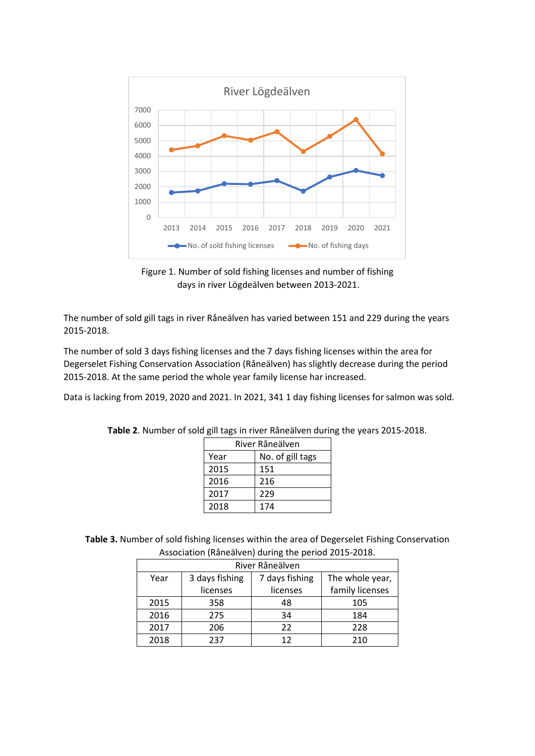Figure 1. Number of sold fishing licenses and number of fishing days in river Lögdeälven between 2013-2021.

The number of sold gill tags in river Råneälven has varied between 151 and 229 during the years 2015-2018.

The number of sold 3 days fishing licenses and the 7 days fishing licenses within the area for Degerselet Fishing Conservation Association (Råneälven) has slightly decrease during the period 2015-2018. At the same period the whole year family license har increased.

Data is lacking from 2019, 2020 and 2021. In 2021, 341 1 day fishing licenses for salmon was sold.

**Table 2**. Number of sold gill tags in river Råneälven during the years 2015-2018.

| River Råneälven | |
|---|---|
| Year | No. of gill tags |
| 2015 | 151 |
| 2016 | 216 |
| 2017 | 229 |
| 2018 | 174 |

**Table 3.** Number of sold fishing licenses within the area of Degerselet Fishing Conservation Association (Råneälven) during the period 2015-2018.

| River Råneälven | | | |
|---|---|---|---|
| Year | 3 days fishing licenses | 7 days fishing licenses | The whole year, family licenses |
| 2015 | 358 | 48 | 105 |
| 2016 | 275 | 34 | 184 |
| 2017 | 206 | 22 | 228 |
| 2018 | 237 | 12 | 210 |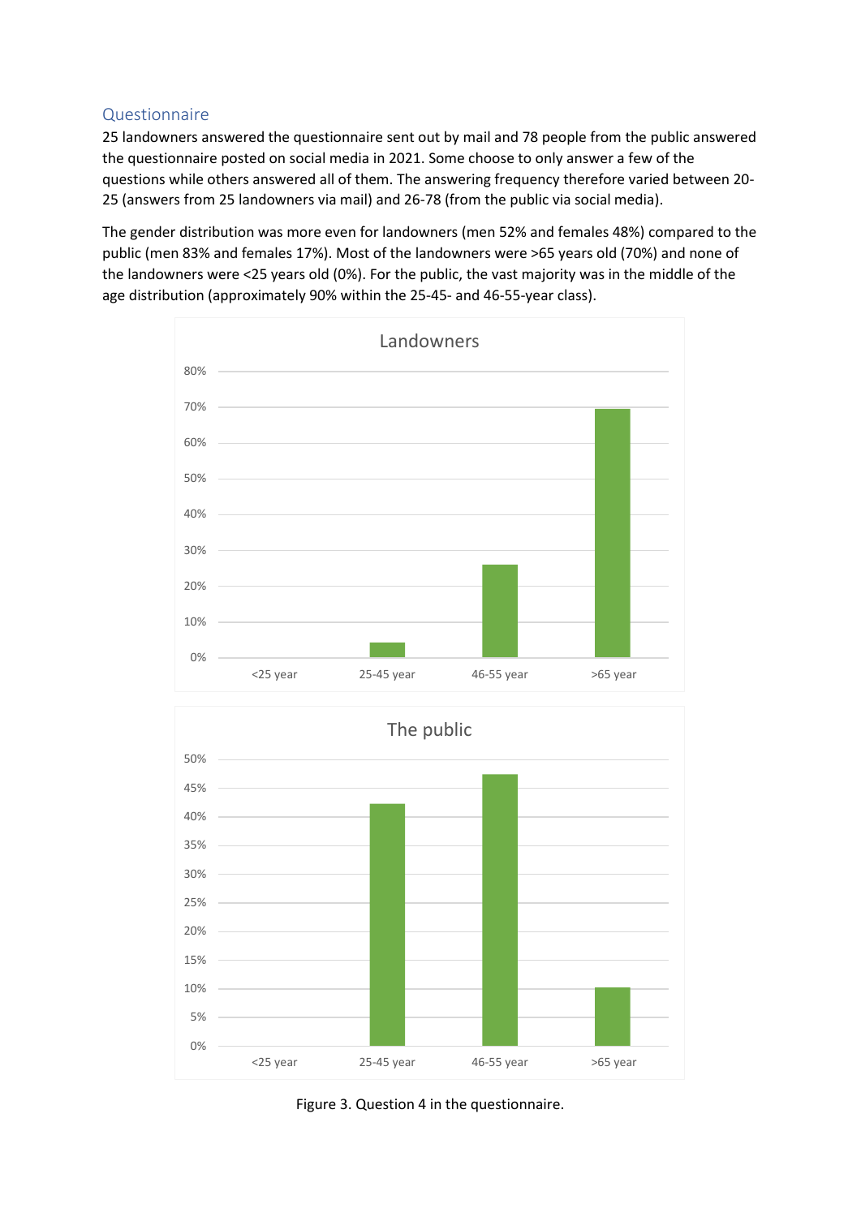## Questionnaire

25 landowners answered the questionnaire sent out by mail and 78 people from the public answered the questionnaire posted on social media in 2021. Some choose to only answer a few of the questions while others answered all of them. The answering frequency therefore varied between 20-25 (answers from 25 landowners via mail) and 26-78 (from the public via social media).

The gender distribution was more even for landowners (men 52% and females 48%) compared to the public (men 83% and females 17%). Most of the landowners were >65 years old (70%) and none of the landowners were <25 years old (0%). For the public, the vast majority was in the middle of the age distribution (approximately 90% within the 25-45- and 46-55-year class).

Figure 3. Question 4 in the questionnaire.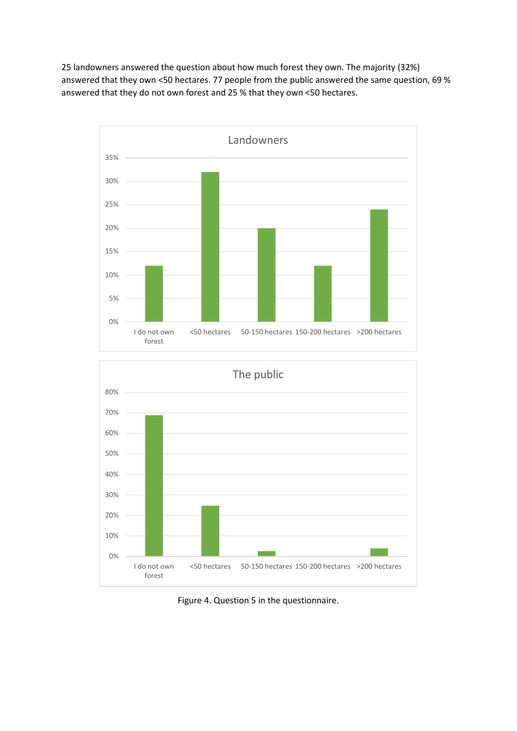25 landowners answered the question about how much forest they own. The majority (32%) answered that they own <50 hectares. 77 people from the public answered the same question, 69 % answered that they do not own forest and 25 % that they own <50 hectares.

Figure 4. Question 5 in the questionnaire.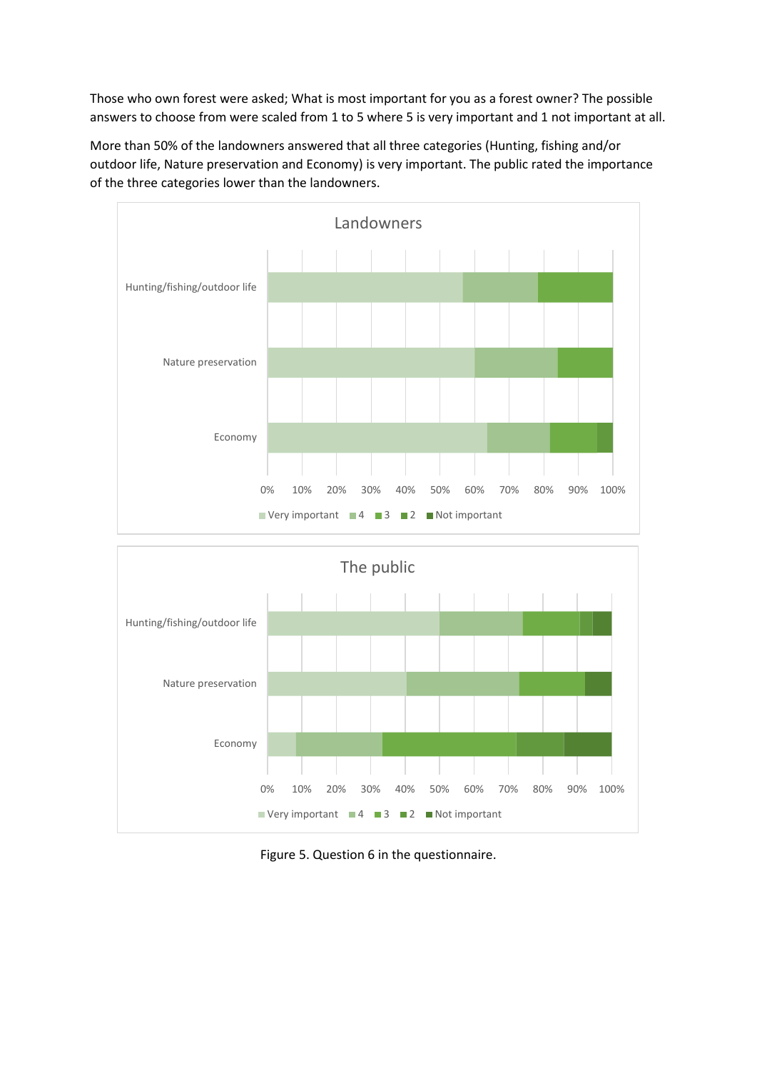Those who own forest were asked; What is most important for you as a forest owner? The possible answers to choose from were scaled from 1 to 5 where 5 is very important and 1 not important at all.

More than 50% of the landowners answered that all three categories (Hunting, fishing and/or outdoor life, Nature preservation and Economy) is very important. The public rated the importance of the three categories lower than the landowners.

Figure 5. Question 6 in the questionnaire.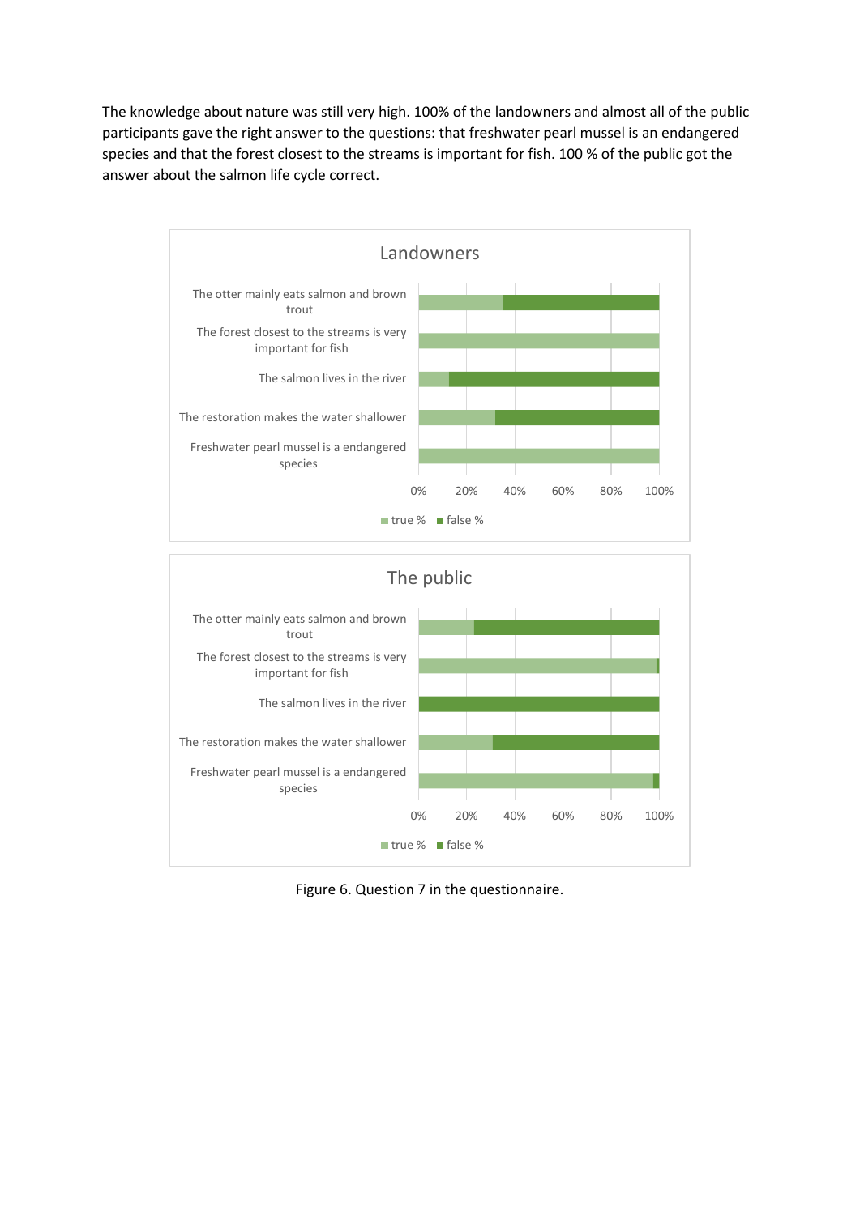The knowledge about nature was still very high. 100% of the landowners and almost all of the public participants gave the right answer to the questions: that freshwater pearl mussel is an endangered species and that the forest closest to the streams is important for fish. 100 % of the public got the answer about the salmon life cycle correct.

Figure 6. Question 7 in the questionnaire.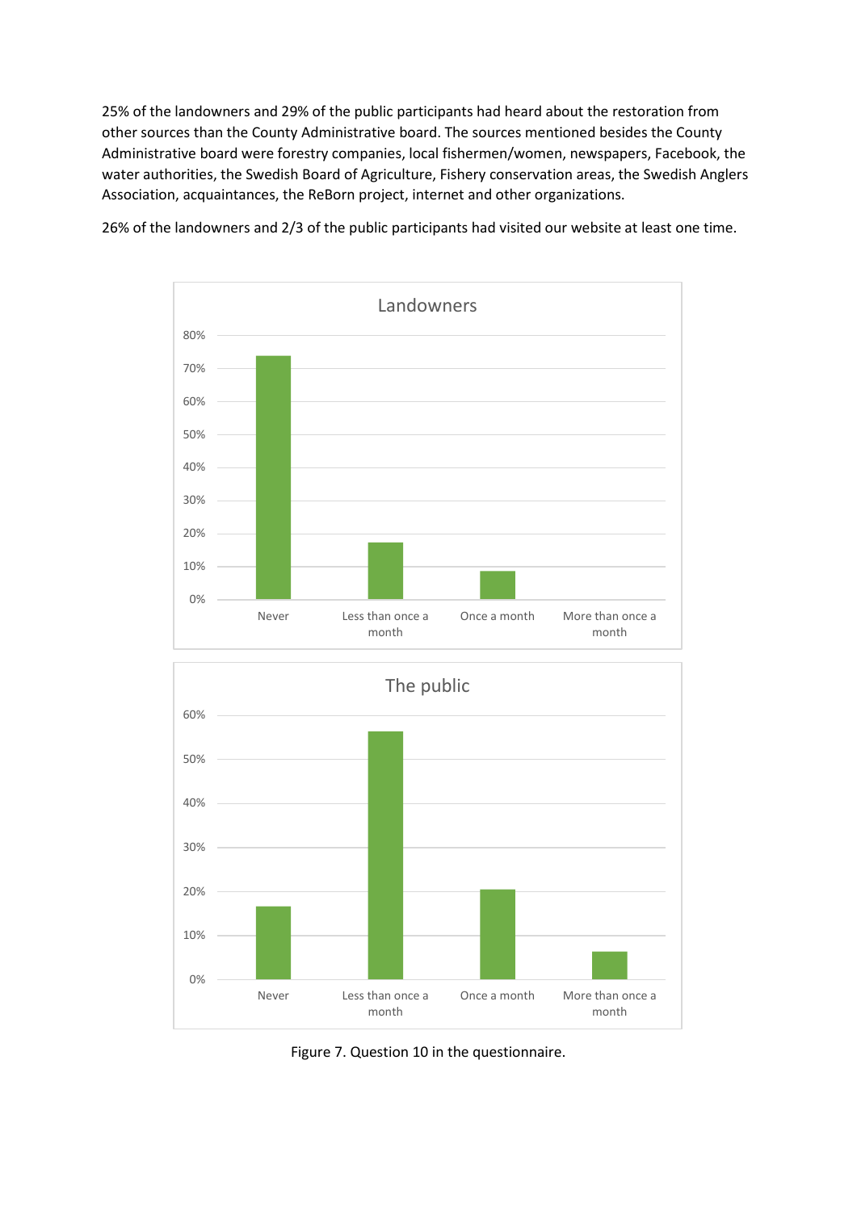25% of the landowners and 29% of the public participants had heard about the restoration from other sources than the County Administrative board. The sources mentioned besides the County Administrative board were forestry companies, local fishermen/women, newspapers, Facebook, the water authorities, the Swedish Board of Agriculture, Fishery conservation areas, the Swedish Anglers Association, acquaintances, the ReBorn project, internet and other organizations.

26% of the landowners and 2/3 of the public participants had visited our website at least one time.

Figure 7. Question 10 in the questionnaire.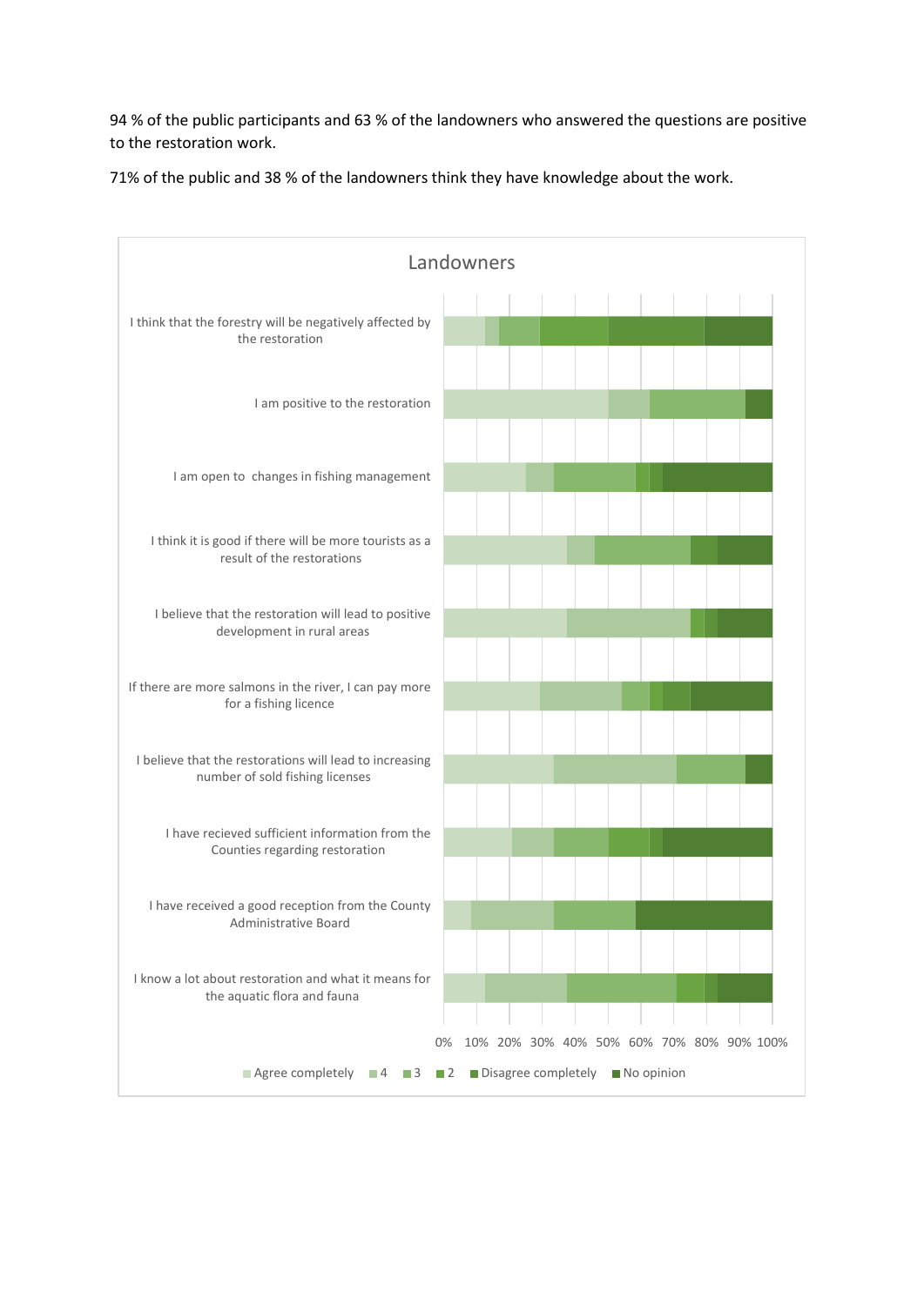94 % of the public participants and 63 % of the landowners who answered the questions are positive to the restoration work.

71% of the public and 38 % of the landowners think they have knowledge about the work.

Landowners

I think that the forestry will be negatively affected by the restoration

I am positive to the restoration

I am open to changes in fishing management

I think it is good if there will be more tourists as a result of the restorations

I believe that the restoration will lead to positive development in rural areas

If there are more salmons in the river, I can pay more for a fishing licence

I believe that the restorations will lead to increasing number of sold fishing licenses

I have recieved sufficient information from the Counties regarding restoration

I have received a good reception from the County Administrative Board

I know a lot about restoration and what it means for the aquatic flora and fauna

0% 10% 20% 30% 40% 50% 60% 70% 80% 90% 100%

Agree completely ■ 4 ■ 3 ■ 2 ■ Disagree completely ■ No opinion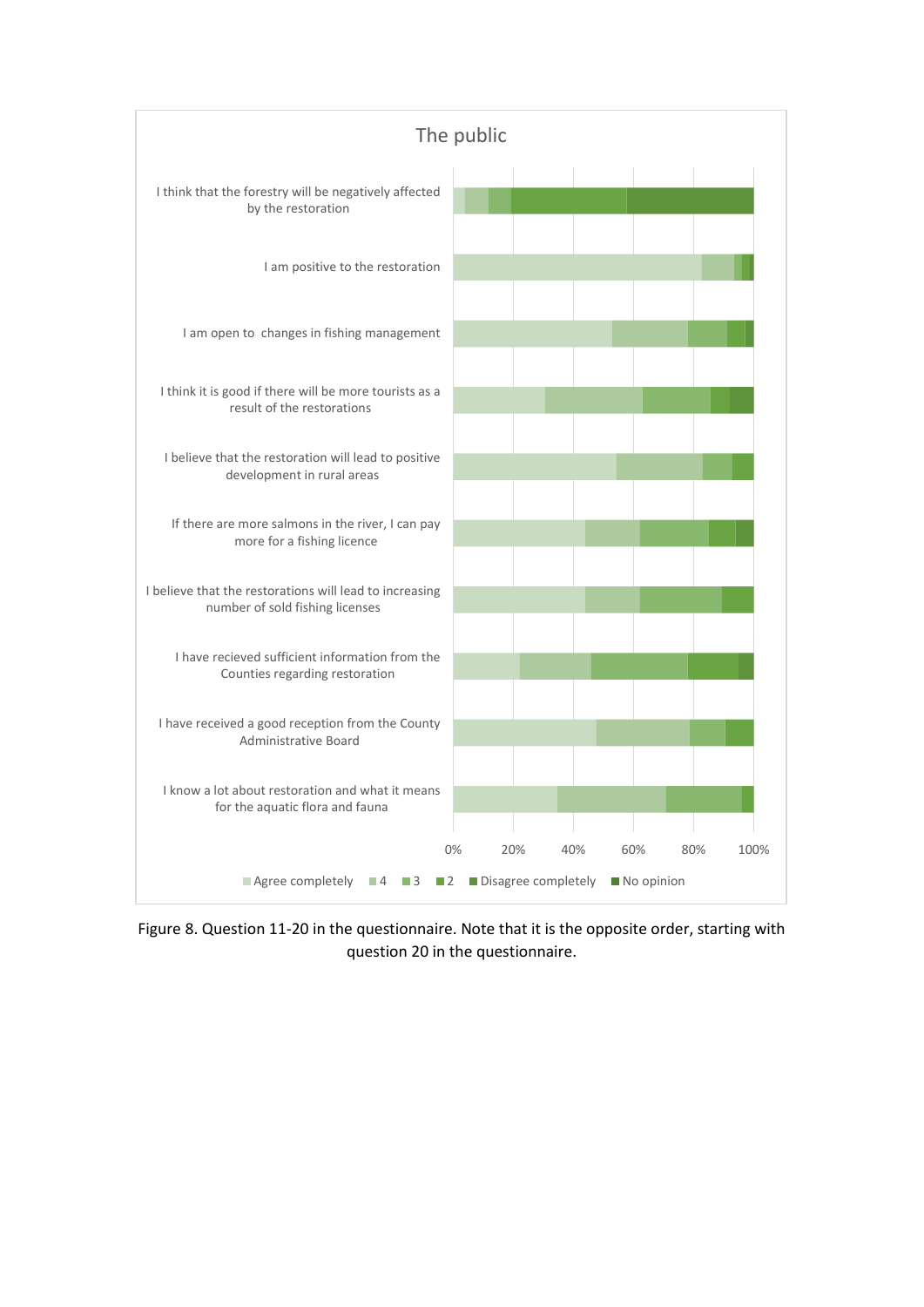The public

I think that the forestry will be negatively affected by the restoration

I am positive to the restoration

I am open to changes in fishing management

I think it is good if there will be more tourists as a result of the restorations

I believe that the restoration will lead to positive development in rural areas

If there are more salmons in the river, I can pay more for a fishing licence

I believe that the restorations will lead to increasing number of sold fishing licenses

I have recieved sufficient information from the Counties regarding restoration

I have received a good reception from the County Administrative Board

I know a lot about restoration and what it means for the aquatic flora and fauna

0% 20% 40% 60% 80% 100%

Agree completely 4 3 2 Disagree completely No opinion

Figure 8. Question 11-20 in the questionnaire. Note that it is the opposite order, starting with question 20 in the questionnaire.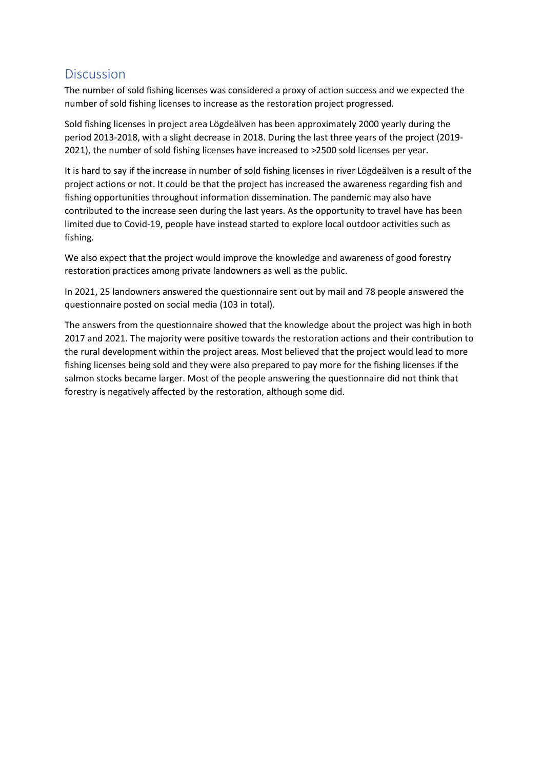## Discussion

The number of sold fishing licenses was considered a proxy of action success and we expected the number of sold fishing licenses to increase as the restoration project progressed.

Sold fishing licenses in project area Lögdeälven has been approximately 2000 yearly during the period 2013-2018, with a slight decrease in 2018. During the last three years of the project (2019-2021), the number of sold fishing licenses have increased to >2500 sold licenses per year.

It is hard to say if the increase in number of sold fishing licenses in river Lögdeälven is a result of the project actions or not. It could be that the project has increased the awareness regarding fish and fishing opportunities throughout information dissemination. The pandemic may also have contributed to the increase seen during the last years. As the opportunity to travel have has been limited due to Covid-19, people have instead started to explore local outdoor activities such as fishing.

We also expect that the project would improve the knowledge and awareness of good forestry restoration practices among private landowners as well as the public.

In 2021, 25 landowners answered the questionnaire sent out by mail and 78 people answered the questionnaire posted on social media (103 in total).

The answers from the questionnaire showed that the knowledge about the project was high in both 2017 and 2021. The majority were positive towards the restoration actions and their contribution to the rural development within the project areas. Most believed that the project would lead to more fishing licenses being sold and they were also prepared to pay more for the fishing licenses if the salmon stocks became larger. Most of the people answering the questionnaire did not think that forestry is negatively affected by the restoration, although some did.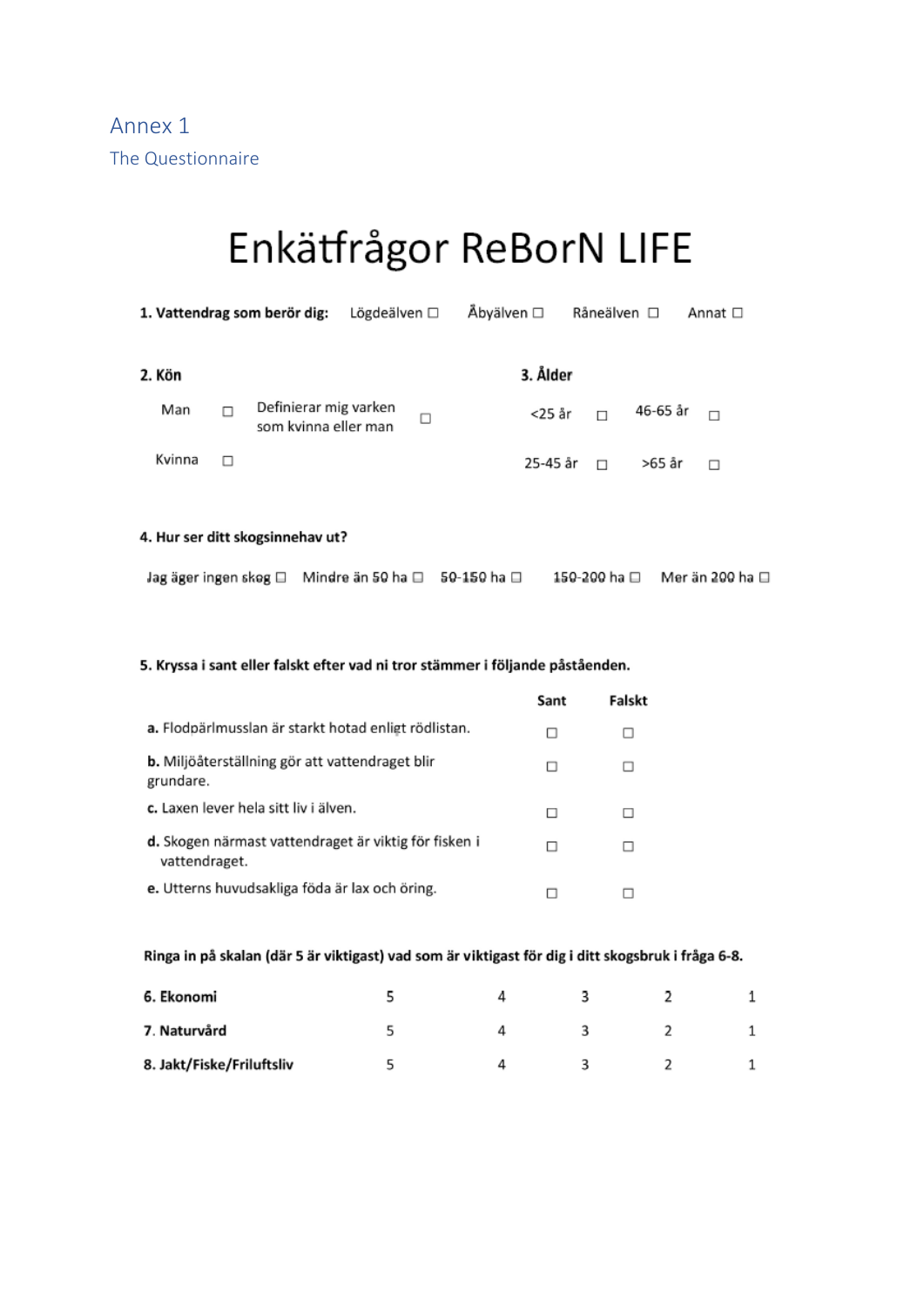# Annex 1

## The Questionnaire

# Enkätfrågor ReBorN LIFE

**1. Vattendrag som berör dig:** Lögdeälven ☐ Åbyälven ☐ Råneälven ☐ Annat ☐

**2. Kön**

Man ☐ Definierar mig varken som kvinna eller man ☐

Kvinna ☐

**3. Ålder**

<25 år ☐ 46-65 år ☐

25-45 år ☐ >65 år ☐

**4. Hur ser ditt skogsinnehav ut?**

Jag äger ingen skog ☐ Mindre än 50 ha ☐ 50-150 ha ☐ 150-200 ha ☐ Mer än 200 ha ☐

**5. Kryssa i sant eller falskt efter vad ni tror stämmer i följande påståenden.**

| | Sant | Falskt |
|---|---|---|
| **a.** Flodpärlmusslan är starkt hotad enligt rödlistan. | ☐ | ☐ |
| **b.** Miljöåterställning gör att vattendraget blir grundare. | ☐ | ☐ |
| **c.** Laxen lever hela sitt liv i älven. | ☐ | ☐ |
| **d.** Skogen närmast vattendraget är viktig för fisken i vattendraget. | ☐ | ☐ |
| **e.** Utterns huvudsakliga föda är lax och öring. | ☐ | ☐ |

**Ringa in på skalan (där 5 är viktigast) vad som är viktigast för dig i ditt skogsbruk i fråga 6-8.**

| | | | | | |
|---|---|---|---|---|---|
| **6. Ekonomi** | 5 | 4 | 3 | 2 | 1 |
| **7. Naturvård** | 5 | 4 | 3 | 2 | 1 |
| **8. Jakt/Fiske/Friluftsliv** | 5 | 4 | 3 | 2 | 1 |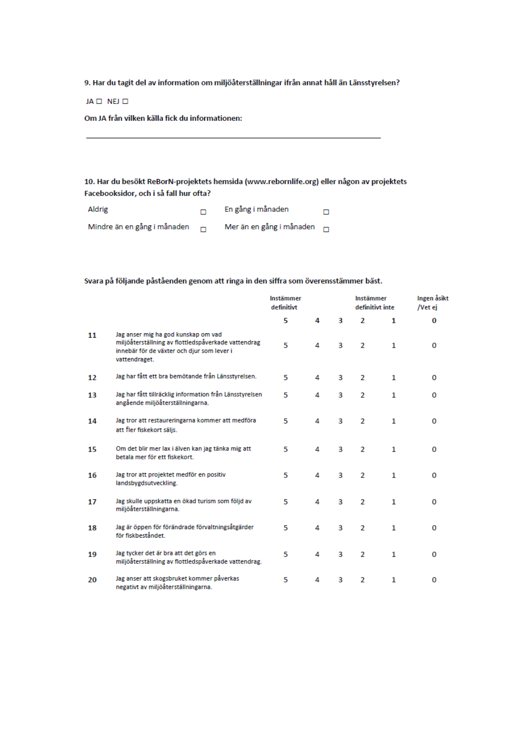**9. Har du tagit del av information om miljöåterställningar ifrån annat håll än Länsstyrelsen?**

JA ☐ NEJ ☐

**Om JA från vilken källa fick du informationen:**

\_\_\_\_\_\_\_\_\_\_\_\_\_\_\_\_\_\_\_\_\_\_\_\_\_\_\_\_\_\_\_\_\_\_\_\_\_\_\_\_\_\_\_\_\_\_\_\_\_\_\_\_\_\_\_\_\_\_\_\_

**10. Har du besökt ReBorN-projektets hemsida (www.rebornlife.org) eller någon av projektets Facebooksidor, och i så fall hur ofta?**

| | | | |
|---|---|---|---|
| Aldrig | ☐ | En gång i månaden | ☐ |
| Mindre än en gång i månaden | ☐ | Mer än en gång i månaden | ☐ |

**Svara på följande påståenden genom att ringa in den siffra som överensstämmer bäst.**

| | | Instämmer definitivt | | | Instämmer definitivt inte | | Ingen åsikt /Vet ej |
|---|---|---|---|---|---|---|---|
| | | 5 | 4 | 3 | 2 | 1 | 0 |
| 11 | Jag anser mig ha god kunskap om vad miljöåterställning av flottledspåverkade vattendrag innebär för de växter och djur som lever i vattendraget. | 5 | 4 | 3 | 2 | 1 | 0 |
| 12 | Jag har fått ett bra bemötande från Länsstyrelsen. | 5 | 4 | 3 | 2 | 1 | 0 |
| 13 | Jag har fått tillräcklig information från Länsstyrelsen angående miljöåterställningarna. | 5 | 4 | 3 | 2 | 1 | 0 |
| 14 | Jag tror att restaureringarna kommer att medföra att fler fiskekort säljs. | 5 | 4 | 3 | 2 | 1 | 0 |
| 15 | Om det blir mer lax i älven kan jag tänka mig att betala mer för ett fiskekort. | 5 | 4 | 3 | 2 | 1 | 0 |
| 16 | Jag tror att projektet medför en positiv landsbygdsutveckling. | 5 | 4 | 3 | 2 | 1 | 0 |
| 17 | Jag skulle uppskatta en ökad turism som följd av miljöåterställningarna. | 5 | 4 | 3 | 2 | 1 | 0 |
| 18 | Jag är öppen för förändrade förvaltningsåtgärder för fiskbeståndet. | 5 | 4 | 3 | 2 | 1 | 0 |
| 19 | Jag tycker det är bra att det görs en miljöåterställning av flottledspåverkade vattendrag. | 5 | 4 | 3 | 2 | 1 | 0 |
| 20 | Jag anser att skogsbruket kommer påverkas negativt av miljöåterställningarna. | 5 | 4 | 3 | 2 | 1 | 0 |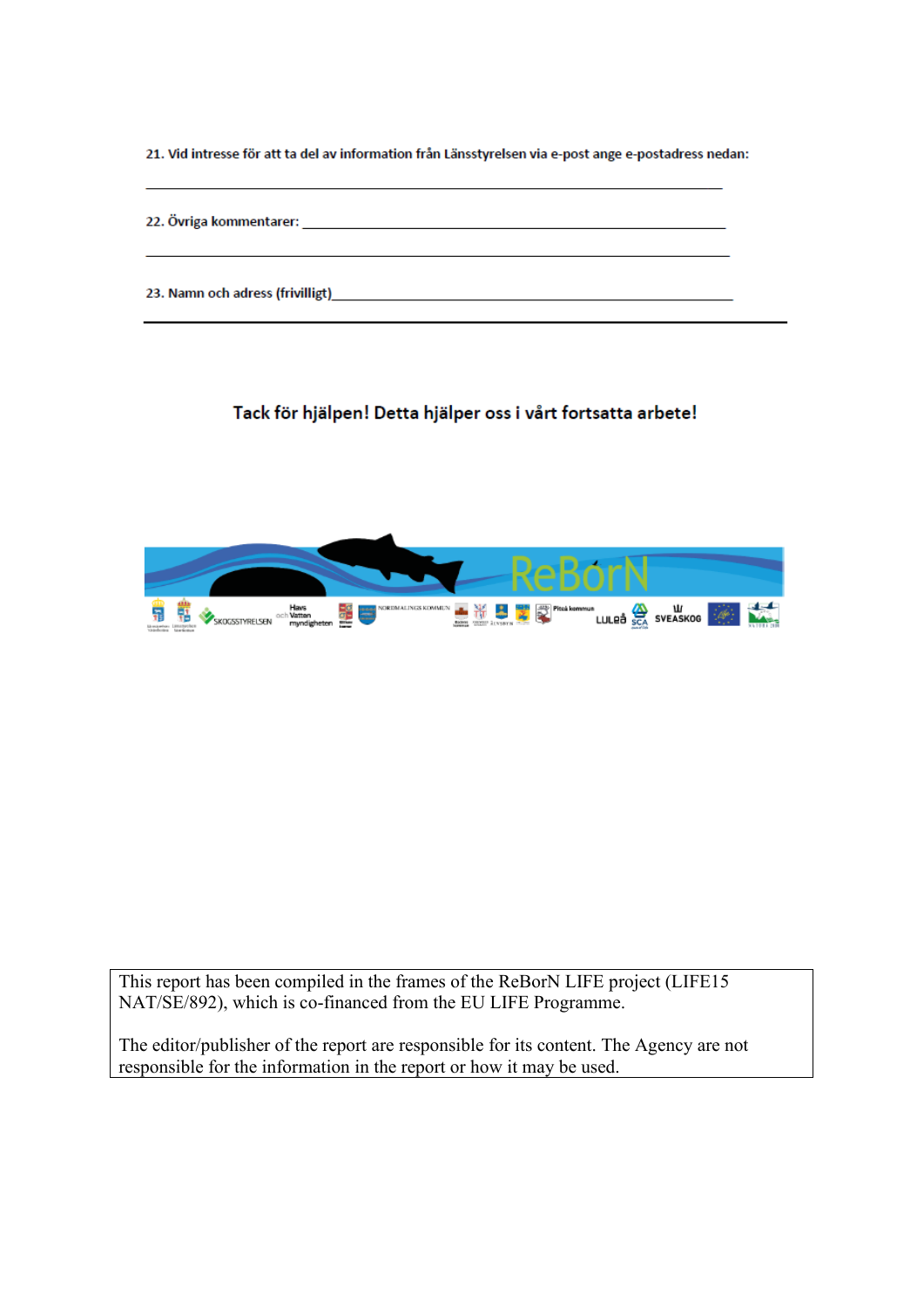21. Vid intresse för att ta del av information från Länsstyrelsen via e-post ange e-postadress nedan:

\_\_\_\_\_\_\_\_\_\_\_\_\_\_\_\_\_\_\_\_\_\_\_\_\_\_\_\_\_\_\_\_\_\_\_\_\_\_\_\_\_\_\_\_\_\_\_\_\_\_\_\_\_\_\_\_\_\_\_\_

22. Övriga kommentarer: \_\_\_\_\_\_\_\_\_\_\_\_\_\_\_\_\_\_\_\_\_\_\_\_\_\_\_\_\_\_\_\_\_\_\_\_\_\_\_\_\_\_\_\_\_\_\_\_

\_\_\_\_\_\_\_\_\_\_\_\_\_\_\_\_\_\_\_\_\_\_\_\_\_\_\_\_\_\_\_\_\_\_\_\_\_\_\_\_\_\_\_\_\_\_\_\_\_\_\_\_\_\_\_\_\_\_\_\_

23. Namn och adress (frivilligt)\_\_\_\_\_\_\_\_\_\_\_\_\_\_\_\_\_\_\_\_\_\_\_\_\_\_\_\_\_\_\_\_\_\_\_\_\_\_\_\_\_\_\_\_

---

**Tack för hjälpen! Detta hjälper oss i vårt fortsatta arbete!**

ReBorN

This report has been compiled in the frames of the ReBorN LIFE project (LIFE15 NAT/SE/892), which is co-financed from the EU LIFE Programme.

The editor/publisher of the report are responsible for its content. The Agency are not responsible for the information in the report or how it may be used.